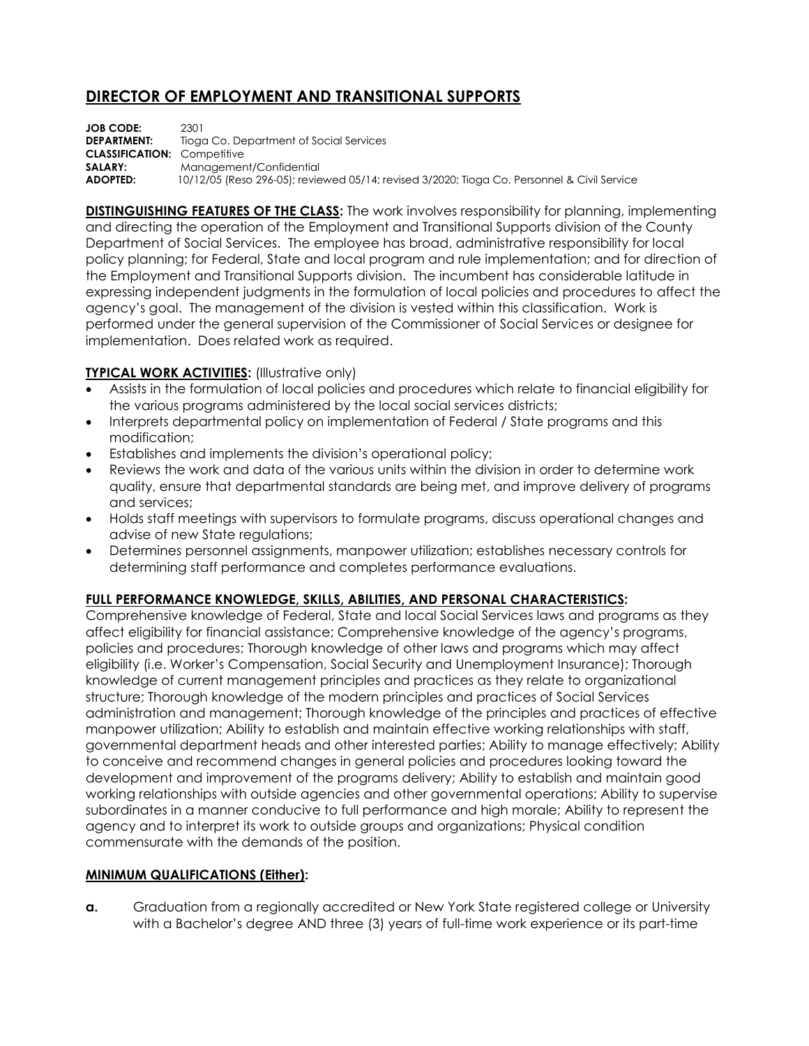# DIRECTOR OF EMPLOYMENT AND TRANSITIONAL SUPPORTS

**JOB CODE:** 2301
**DEPARTMENT:** Tioga Co. Department of Social Services
**CLASSIFICATION:** Competitive
**SALARY:** Management/Confidential
**ADOPTED:** 10/12/05 (Reso 296-05); reviewed 05/14; revised 3/2020; Tioga Co. Personnel & Civil Service

**DISTINGUISHING FEATURES OF THE CLASS:** The work involves responsibility for planning, implementing and directing the operation of the Employment and Transitional Supports division of the County Department of Social Services. The employee has broad, administrative responsibility for local policy planning; for Federal, State and local program and rule implementation; and for direction of the Employment and Transitional Supports division. The incumbent has considerable latitude in expressing independent judgments in the formulation of local policies and procedures to affect the agency's goal. The management of the division is vested within this classification. Work is performed under the general supervision of the Commissioner of Social Services or designee for implementation. Does related work as required.

**TYPICAL WORK ACTIVITIES:** (Illustrative only)

- Assists in the formulation of local policies and procedures which relate to financial eligibility for the various programs administered by the local social services districts;
- Interprets departmental policy on implementation of Federal / State programs and this modification;
- Establishes and implements the division's operational policy;
- Reviews the work and data of the various units within the division in order to determine work quality, ensure that departmental standards are being met, and improve delivery of programs and services;
- Holds staff meetings with supervisors to formulate programs, discuss operational changes and advise of new State regulations;
- Determines personnel assignments, manpower utilization; establishes necessary controls for determining staff performance and completes performance evaluations.

**FULL PERFORMANCE KNOWLEDGE, SKILLS, ABILITIES, AND PERSONAL CHARACTERISTICS:**
Comprehensive knowledge of Federal, State and local Social Services laws and programs as they affect eligibility for financial assistance; Comprehensive knowledge of the agency's programs, policies and procedures; Thorough knowledge of other laws and programs which may affect eligibility (i.e. Worker's Compensation, Social Security and Unemployment Insurance); Thorough knowledge of current management principles and practices as they relate to organizational structure; Thorough knowledge of the modern principles and practices of Social Services administration and management; Thorough knowledge of the principles and practices of effective manpower utilization; Ability to establish and maintain effective working relationships with staff, governmental department heads and other interested parties; Ability to manage effectively; Ability to conceive and recommend changes in general policies and procedures looking toward the development and improvement of the programs delivery; Ability to establish and maintain good working relationships with outside agencies and other governmental operations; Ability to supervise subordinates in a manner conducive to full performance and high morale; Ability to represent the agency and to interpret its work to outside groups and organizations; Physical condition commensurate with the demands of the position.

**MINIMUM QUALIFICATIONS (Either):**

**a.** Graduation from a regionally accredited or New York State registered college or University with a Bachelor's degree AND three (3) years of full-time work experience or its part-time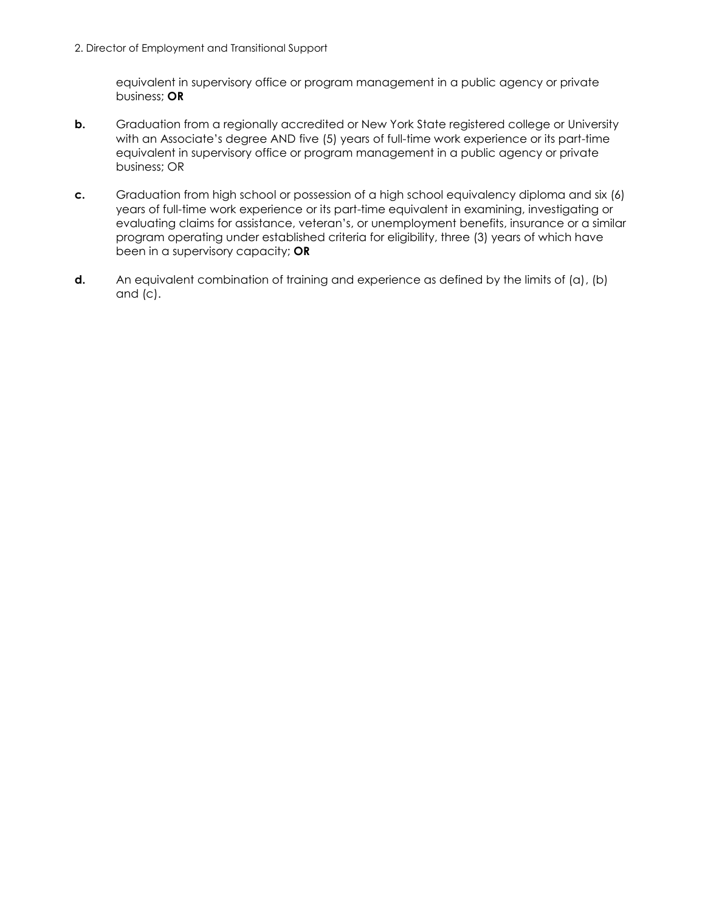equivalent in supervisory office or program management in a public agency or private business; **OR**

**b.** Graduation from a regionally accredited or New York State registered college or University with an Associate's degree AND five (5) years of full-time work experience or its part-time equivalent in supervisory office or program management in a public agency or private business; OR

**c.** Graduation from high school or possession of a high school equivalency diploma and six (6) years of full-time work experience or its part-time equivalent in examining, investigating or evaluating claims for assistance, veteran's, or unemployment benefits, insurance or a similar program operating under established criteria for eligibility, three (3) years of which have been in a supervisory capacity; **OR**

**d.** An equivalent combination of training and experience as defined by the limits of (a), (b) and (c).